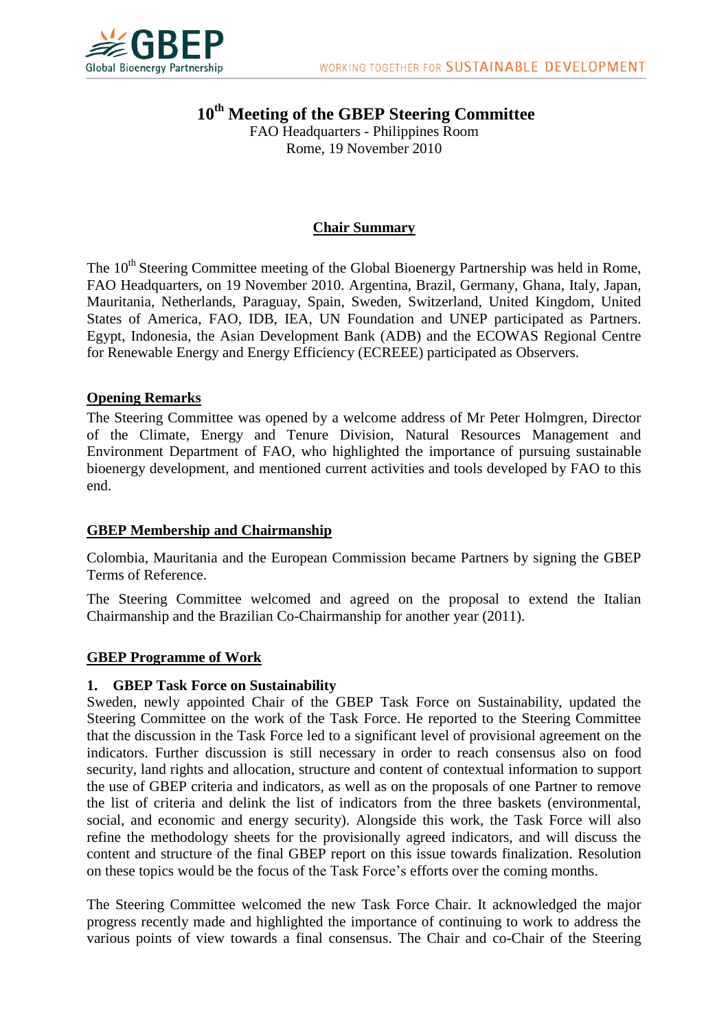# 10th Meeting of the GBEP Steering Committee

FAO Headquarters - Philippines Room
Rome, 19 November 2010

## Chair Summary

The 10th Steering Committee meeting of the Global Bioenergy Partnership was held in Rome, FAO Headquarters, on 19 November 2010. Argentina, Brazil, Germany, Ghana, Italy, Japan, Mauritania, Netherlands, Paraguay, Spain, Sweden, Switzerland, United Kingdom, United States of America, FAO, IDB, IEA, UN Foundation and UNEP participated as Partners. Egypt, Indonesia, the Asian Development Bank (ADB) and the ECOWAS Regional Centre for Renewable Energy and Energy Efficiency (ECREEE) participated as Observers.

### Opening Remarks

The Steering Committee was opened by a welcome address of Mr Peter Holmgren, Director of the Climate, Energy and Tenure Division, Natural Resources Management and Environment Department of FAO, who highlighted the importance of pursuing sustainable bioenergy development, and mentioned current activities and tools developed by FAO to this end.

### GBEP Membership and Chairmanship

Colombia, Mauritania and the European Commission became Partners by signing the GBEP Terms of Reference.

The Steering Committee welcomed and agreed on the proposal to extend the Italian Chairmanship and the Brazilian Co-Chairmanship for another year (2011).

### GBEP Programme of Work

**1. GBEP Task Force on Sustainability**

Sweden, newly appointed Chair of the GBEP Task Force on Sustainability, updated the Steering Committee on the work of the Task Force. He reported to the Steering Committee that the discussion in the Task Force led to a significant level of provisional agreement on the indicators. Further discussion is still necessary in order to reach consensus also on food security, land rights and allocation, structure and content of contextual information to support the use of GBEP criteria and indicators, as well as on the proposals of one Partner to remove the list of criteria and delink the list of indicators from the three baskets (environmental, social, and economic and energy security). Alongside this work, the Task Force will also refine the methodology sheets for the provisionally agreed indicators, and will discuss the content and structure of the final GBEP report on this issue towards finalization. Resolution on these topics would be the focus of the Task Force's efforts over the coming months.

The Steering Committee welcomed the new Task Force Chair. It acknowledged the major progress recently made and highlighted the importance of continuing to work to address the various points of view towards a final consensus. The Chair and co-Chair of the Steering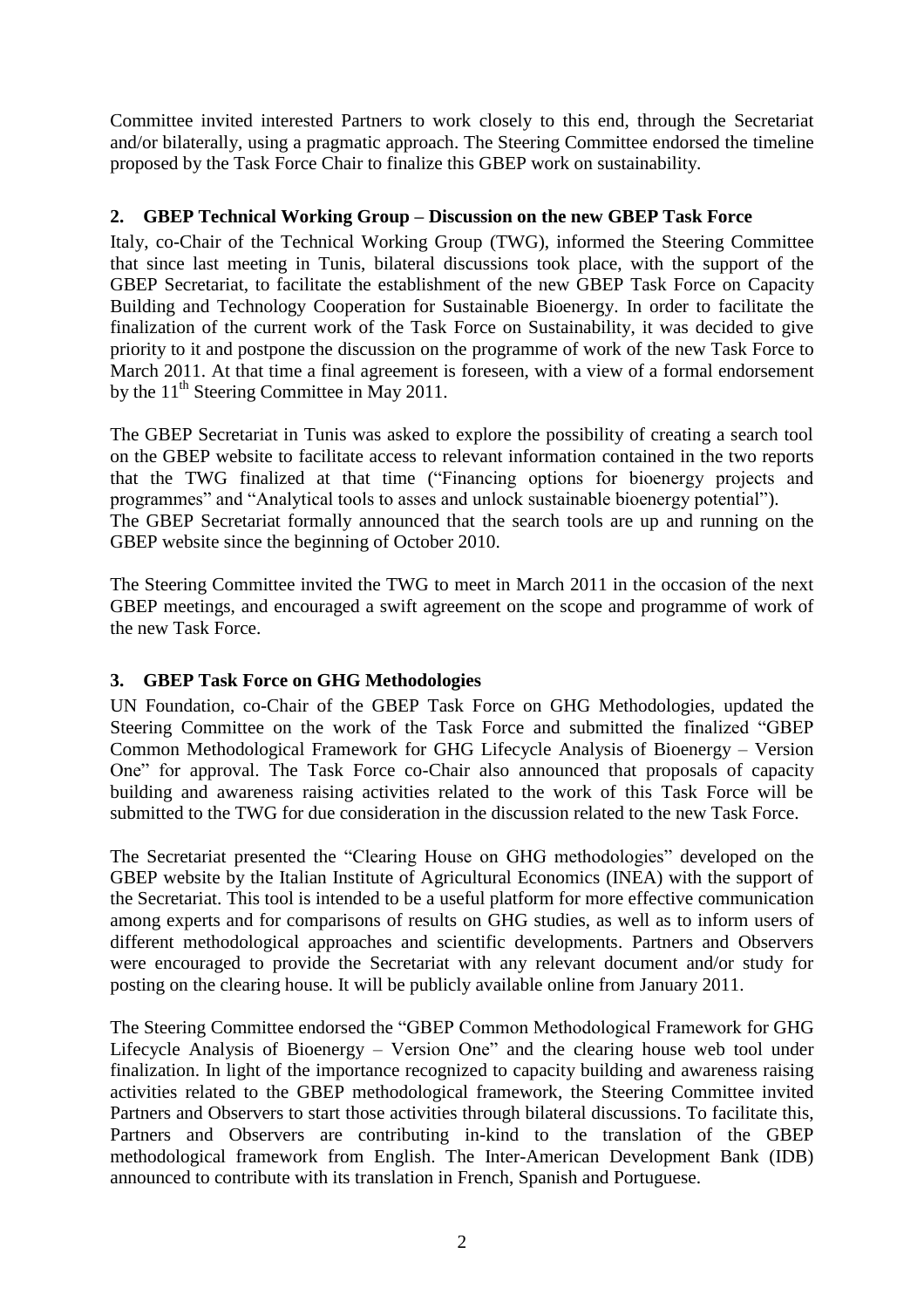Committee invited interested Partners to work closely to this end, through the Secretariat and/or bilaterally, using a pragmatic approach. The Steering Committee endorsed the timeline proposed by the Task Force Chair to finalize this GBEP work on sustainability.

## 2. GBEP Technical Working Group – Discussion on the new GBEP Task Force

Italy, co-Chair of the Technical Working Group (TWG), informed the Steering Committee that since last meeting in Tunis, bilateral discussions took place, with the support of the GBEP Secretariat, to facilitate the establishment of the new GBEP Task Force on Capacity Building and Technology Cooperation for Sustainable Bioenergy. In order to facilitate the finalization of the current work of the Task Force on Sustainability, it was decided to give priority to it and postpone the discussion on the programme of work of the new Task Force to March 2011. At that time a final agreement is foreseen, with a view of a formal endorsement by the 11th Steering Committee in May 2011.

The GBEP Secretariat in Tunis was asked to explore the possibility of creating a search tool on the GBEP website to facilitate access to relevant information contained in the two reports that the TWG finalized at that time ("Financing options for bioenergy projects and programmes" and "Analytical tools to asses and unlock sustainable bioenergy potential").
The GBEP Secretariat formally announced that the search tools are up and running on the GBEP website since the beginning of October 2010.

The Steering Committee invited the TWG to meet in March 2011 in the occasion of the next GBEP meetings, and encouraged a swift agreement on the scope and programme of work of the new Task Force.

## 3. GBEP Task Force on GHG Methodologies

UN Foundation, co-Chair of the GBEP Task Force on GHG Methodologies, updated the Steering Committee on the work of the Task Force and submitted the finalized "GBEP Common Methodological Framework for GHG Lifecycle Analysis of Bioenergy – Version One" for approval. The Task Force co-Chair also announced that proposals of capacity building and awareness raising activities related to the work of this Task Force will be submitted to the TWG for due consideration in the discussion related to the new Task Force.

The Secretariat presented the "Clearing House on GHG methodologies" developed on the GBEP website by the Italian Institute of Agricultural Economics (INEA) with the support of the Secretariat. This tool is intended to be a useful platform for more effective communication among experts and for comparisons of results on GHG studies, as well as to inform users of different methodological approaches and scientific developments. Partners and Observers were encouraged to provide the Secretariat with any relevant document and/or study for posting on the clearing house. It will be publicly available online from January 2011.

The Steering Committee endorsed the "GBEP Common Methodological Framework for GHG Lifecycle Analysis of Bioenergy – Version One" and the clearing house web tool under finalization. In light of the importance recognized to capacity building and awareness raising activities related to the GBEP methodological framework, the Steering Committee invited Partners and Observers to start those activities through bilateral discussions. To facilitate this, Partners and Observers are contributing in-kind to the translation of the GBEP methodological framework from English. The Inter-American Development Bank (IDB) announced to contribute with its translation in French, Spanish and Portuguese.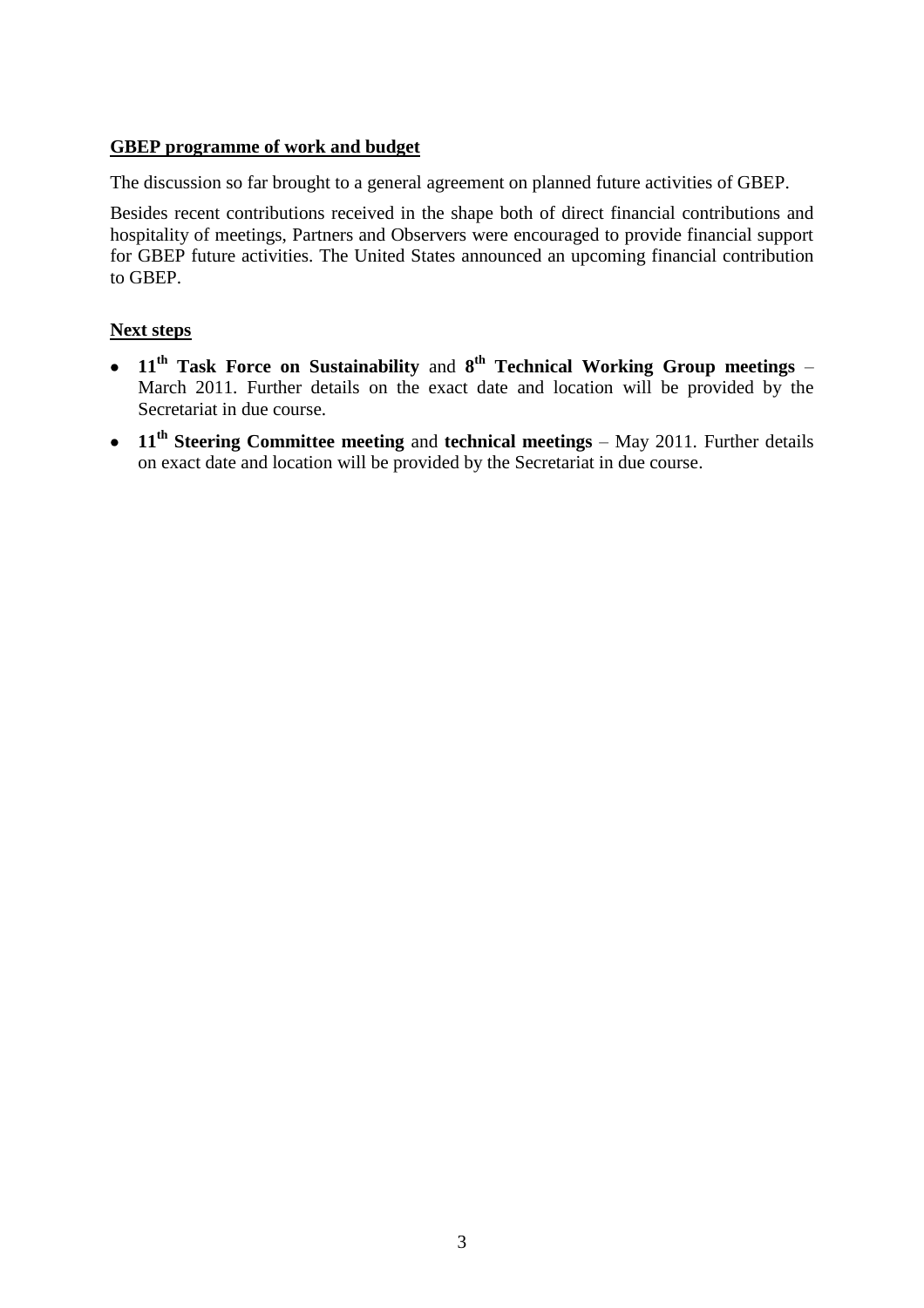## GBEP programme of work and budget

The discussion so far brought to a general agreement on planned future activities of GBEP.

Besides recent contributions received in the shape both of direct financial contributions and hospitality of meetings, Partners and Observers were encouraged to provide financial support for GBEP future activities. The United States announced an upcoming financial contribution to GBEP.

## Next steps

- **11th Task Force on Sustainability** and **8th Technical Working Group meetings** – March 2011. Further details on the exact date and location will be provided by the Secretariat in due course.
- **11th Steering Committee meeting** and **technical meetings** – May 2011. Further details on exact date and location will be provided by the Secretariat in due course.